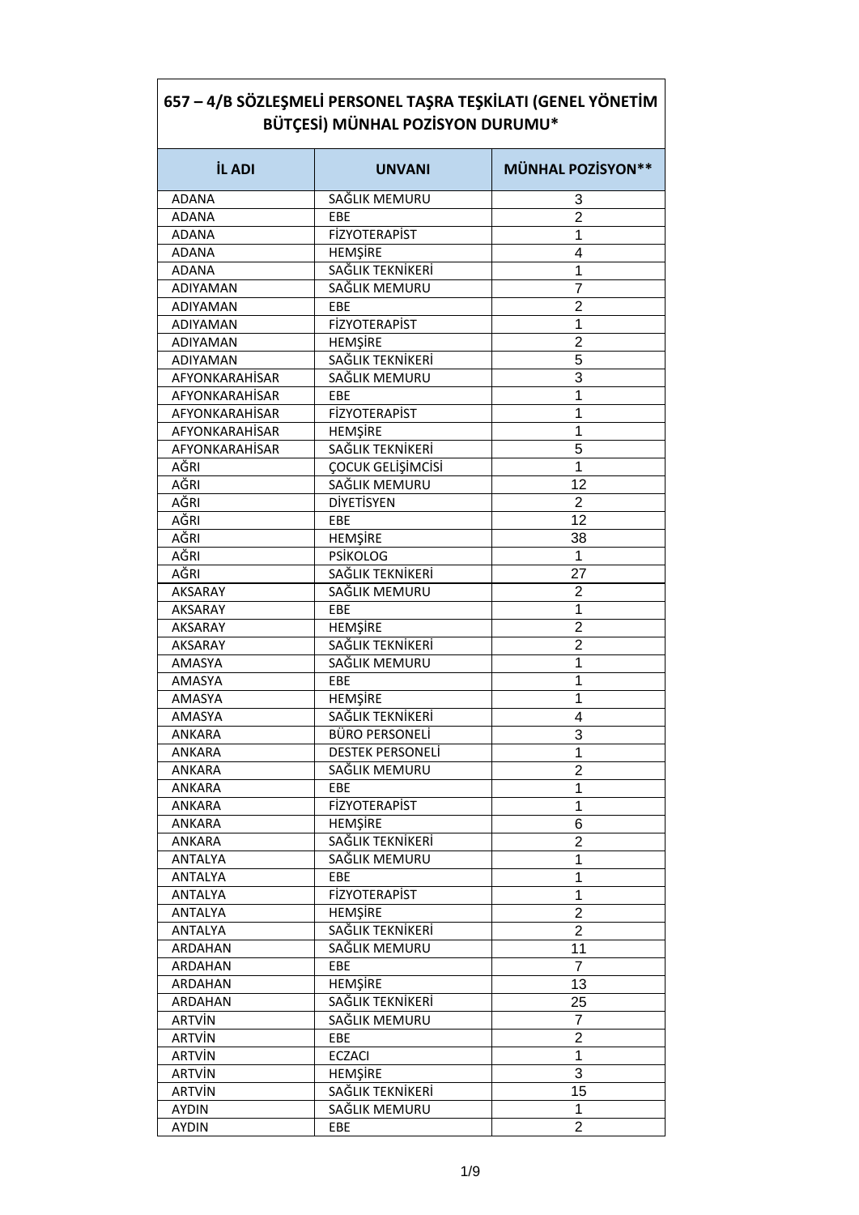# 657 – 4/B SÖZLEŞMELİ PERSONEL TAŞRA TEŞKİLATI (GENEL YÖNETİM BÜTÇESİ) MÜNHAL POZİSYON DURUMU*

| İL ADI | UNVANI | MÜNHAL POZİSYON** |
|---|---|---|
| ADANA | SAĞLIK MEMURU | 3 |
| ADANA | EBE | 2 |
| ADANA | FİZYOTERAPİST | 1 |
| ADANA | HEMŞİRE | 4 |
| ADANA | SAĞLIK TEKNİKERİ | 1 |
| ADIYAMAN | SAĞLIK MEMURU | 7 |
| ADIYAMAN | EBE | 2 |
| ADIYAMAN | FİZYOTERAPİST | 1 |
| ADIYAMAN | HEMŞİRE | 2 |
| ADIYAMAN | SAĞLIK TEKNİKERİ | 5 |
| AFYONKARAHİSAR | SAĞLIK MEMURU | 3 |
| AFYONKARAHİSAR | EBE | 1 |
| AFYONKARAHİSAR | FİZYOTERAPİST | 1 |
| AFYONKARAHİSAR | HEMŞİRE | 1 |
| AFYONKARAHİSAR | SAĞLIK TEKNİKERİ | 5 |
| AĞRI | ÇOCUK GELİŞİMCİSİ | 1 |
| AĞRI | SAĞLIK MEMURU | 12 |
| AĞRI | DİYETİSYEN | 2 |
| AĞRI | EBE | 12 |
| AĞRI | HEMŞİRE | 38 |
| AĞRI | PSİKOLOG | 1 |
| AĞRI | SAĞLIK TEKNİKERİ | 27 |
| AKSARAY | SAĞLIK MEMURU | 2 |
| AKSARAY | EBE | 1 |
| AKSARAY | HEMŞİRE | 2 |
| AKSARAY | SAĞLIK TEKNİKERİ | 2 |
| AMASYA | SAĞLIK MEMURU | 1 |
| AMASYA | EBE | 1 |
| AMASYA | HEMŞİRE | 1 |
| AMASYA | SAĞLIK TEKNİKERİ | 4 |
| ANKARA | BÜRO PERSONELİ | 3 |
| ANKARA | DESTEK PERSONELİ | 1 |
| ANKARA | SAĞLIK MEMURU | 2 |
| ANKARA | EBE | 1 |
| ANKARA | FİZYOTERAPİST | 1 |
| ANKARA | HEMŞİRE | 6 |
| ANKARA | SAĞLIK TEKNİKERİ | 2 |
| ANTALYA | SAĞLIK MEMURU | 1 |
| ANTALYA | EBE | 1 |
| ANTALYA | FİZYOTERAPİST | 1 |
| ANTALYA | HEMŞİRE | 2 |
| ANTALYA | SAĞLIK TEKNİKERİ | 2 |
| ARDAHAN | SAĞLIK MEMURU | 11 |
| ARDAHAN | EBE | 7 |
| ARDAHAN | HEMŞİRE | 13 |
| ARDAHAN | SAĞLIK TEKNİKERİ | 25 |
| ARTVİN | SAĞLIK MEMURU | 7 |
| ARTVİN | EBE | 2 |
| ARTVİN | ECZACI | 1 |
| ARTVİN | HEMŞİRE | 3 |
| ARTVİN | SAĞLIK TEKNİKERİ | 15 |
| AYDIN | SAĞLIK MEMURU | 1 |
| AYDIN | EBE | 2 |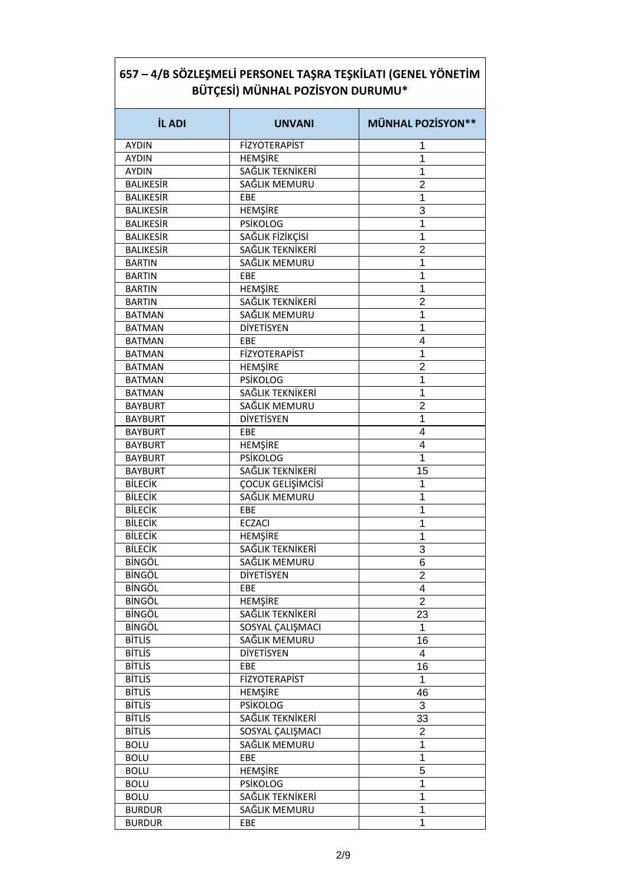| 657 – 4/B SÖZLEŞMELİ PERSONEL TAŞRA TEŞKİLATI (GENEL YÖNETİM BÜTÇESİ) MÜNHAL POZİSYON DURUMU* | | |
|---|---|---|
| **İL ADI** | **UNVANI** | **MÜNHAL POZİSYON**** |
| AYDIN | FİZYOTERAPİST | 1 |
| AYDIN | HEMŞİRE | 1 |
| AYDIN | SAĞLIK TEKNİKERİ | 1 |
| BALIKESİR | SAĞLIK MEMURU | 2 |
| BALIKESİR | EBE | 1 |
| BALIKESİR | HEMŞİRE | 3 |
| BALIKESİR | PSİKOLOG | 1 |
| BALIKESİR | SAĞLIK FİZİKÇİSİ | 1 |
| BALIKESİR | SAĞLIK TEKNİKERİ | 2 |
| BARTIN | SAĞLIK MEMURU | 1 |
| BARTIN | EBE | 1 |
| BARTIN | HEMŞİRE | 1 |
| BARTIN | SAĞLIK TEKNİKERİ | 2 |
| BATMAN | SAĞLIK MEMURU | 1 |
| BATMAN | DİYETİSYEN | 1 |
| BATMAN | EBE | 4 |
| BATMAN | FİZYOTERAPİST | 1 |
| BATMAN | HEMŞİRE | 2 |
| BATMAN | PSİKOLOG | 1 |
| BATMAN | SAĞLIK TEKNİKERİ | 1 |
| BAYBURT | SAĞLIK MEMURU | 2 |
| BAYBURT | DİYETİSYEN | 1 |
| BAYBURT | EBE | 4 |
| BAYBURT | HEMŞİRE | 4 |
| BAYBURT | PSİKOLOG | 1 |
| BAYBURT | SAĞLIK TEKNİKERİ | 15 |
| BİLECİK | ÇOCUK GELİŞİMCİSİ | 1 |
| BİLECİK | SAĞLIK MEMURU | 1 |
| BİLECİK | EBE | 1 |
| BİLECİK | ECZACI | 1 |
| BİLECİK | HEMŞİRE | 1 |
| BİLECİK | SAĞLIK TEKNİKERİ | 3 |
| BİNGÖL | SAĞLIK MEMURU | 6 |
| BİNGÖL | DİYETİSYEN | 2 |
| BİNGÖL | EBE | 4 |
| BİNGÖL | HEMŞİRE | 2 |
| BİNGÖL | SAĞLIK TEKNİKERİ | 23 |
| BİNGÖL | SOSYAL ÇALIŞMACI | 1 |
| BİTLİS | SAĞLIK MEMURU | 16 |
| BİTLİS | DİYETİSYEN | 4 |
| BİTLİS | EBE | 16 |
| BİTLİS | FİZYOTERAPİST | 1 |
| BİTLİS | HEMŞİRE | 46 |
| BİTLİS | PSİKOLOG | 3 |
| BİTLİS | SAĞLIK TEKNİKERİ | 33 |
| BİTLİS | SOSYAL ÇALIŞMACI | 2 |
| BOLU | SAĞLIK MEMURU | 1 |
| BOLU | EBE | 1 |
| BOLU | HEMŞİRE | 5 |
| BOLU | PSİKOLOG | 1 |
| BOLU | SAĞLIK TEKNİKERİ | 1 |
| BURDUR | SAĞLIK MEMURU | 1 |
| BURDUR | EBE | 1 |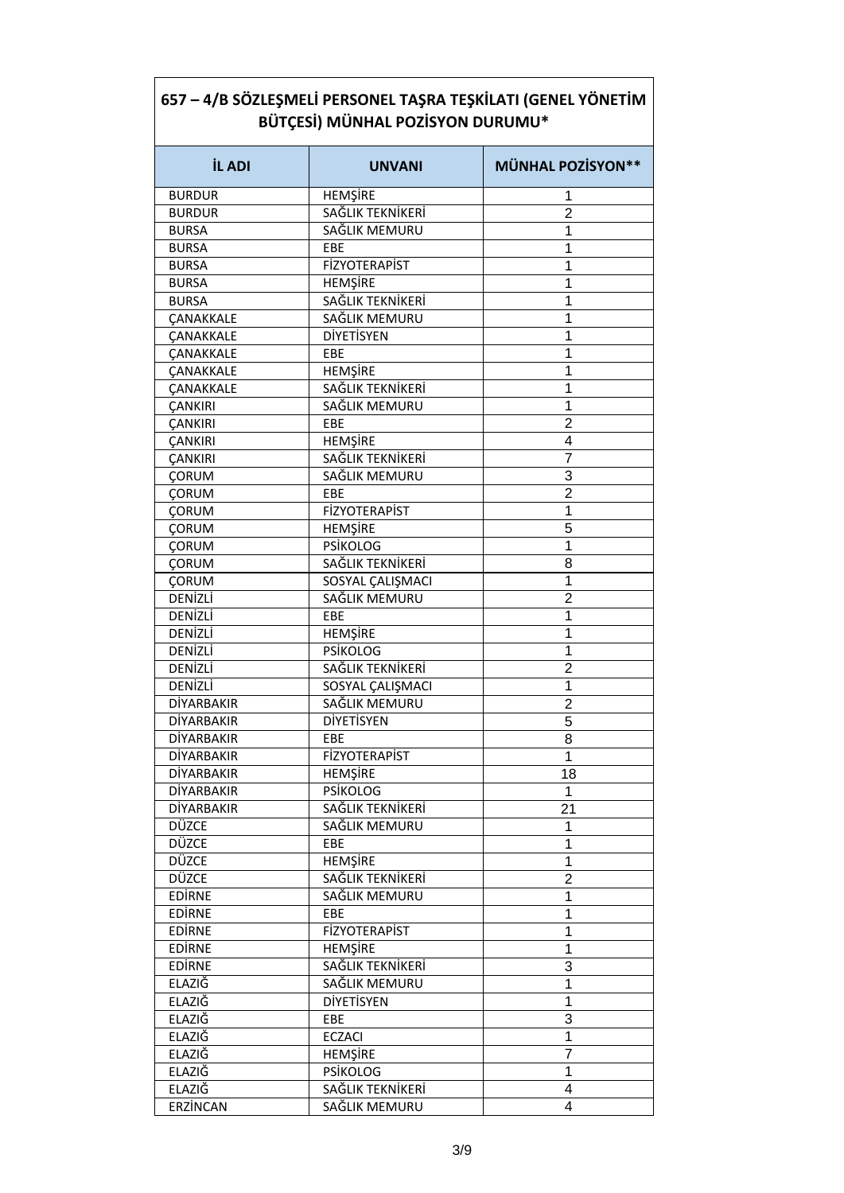## 657 – 4/B SÖZLEŞMELİ PERSONEL TAŞRA TEŞKİLATI (GENEL YÖNETİM BÜTÇESİ) MÜNHAL POZİSYON DURUMU*

| İL ADI | UNVANI | MÜNHAL POZİSYON** |
|---|---|---|
| BURDUR | HEMŞİRE | 1 |
| BURDUR | SAĞLIK TEKNİKERİ | 2 |
| BURSA | SAĞLIK MEMURU | 1 |
| BURSA | EBE | 1 |
| BURSA | FİZYOTERAPİST | 1 |
| BURSA | HEMŞİRE | 1 |
| BURSA | SAĞLIK TEKNİKERİ | 1 |
| ÇANAKKALE | SAĞLIK MEMURU | 1 |
| ÇANAKKALE | DİYETİSYEN | 1 |
| ÇANAKKALE | EBE | 1 |
| ÇANAKKALE | HEMŞİRE | 1 |
| ÇANAKKALE | SAĞLIK TEKNİKERİ | 1 |
| ÇANKIRI | SAĞLIK MEMURU | 1 |
| ÇANKIRI | EBE | 2 |
| ÇANKIRI | HEMŞİRE | 4 |
| ÇANKIRI | SAĞLIK TEKNİKERİ | 7 |
| ÇORUM | SAĞLIK MEMURU | 3 |
| ÇORUM | EBE | 2 |
| ÇORUM | FİZYOTERAPİST | 1 |
| ÇORUM | HEMŞİRE | 5 |
| ÇORUM | PSİKOLOG | 1 |
| ÇORUM | SAĞLIK TEKNİKERİ | 8 |
| ÇORUM | SOSYAL ÇALIŞMACI | 1 |
| DENİZLİ | SAĞLIK MEMURU | 2 |
| DENİZLİ | EBE | 1 |
| DENİZLİ | HEMŞİRE | 1 |
| DENİZLİ | PSİKOLOG | 1 |
| DENİZLİ | SAĞLIK TEKNİKERİ | 2 |
| DENİZLİ | SOSYAL ÇALIŞMACI | 1 |
| DİYARBAKIR | SAĞLIK MEMURU | 2 |
| DİYARBAKIR | DİYETİSYEN | 5 |
| DİYARBAKIR | EBE | 8 |
| DİYARBAKIR | FİZYOTERAPİST | 1 |
| DİYARBAKIR | HEMŞİRE | 18 |
| DİYARBAKIR | PSİKOLOG | 1 |
| DİYARBAKIR | SAĞLIK TEKNİKERİ | 21 |
| DÜZCE | SAĞLIK MEMURU | 1 |
| DÜZCE | EBE | 1 |
| DÜZCE | HEMŞİRE | 1 |
| DÜZCE | SAĞLIK TEKNİKERİ | 2 |
| EDİRNE | SAĞLIK MEMURU | 1 |
| EDİRNE | EBE | 1 |
| EDİRNE | FİZYOTERAPİST | 1 |
| EDİRNE | HEMŞİRE | 1 |
| EDİRNE | SAĞLIK TEKNİKERİ | 3 |
| ELAZIĞ | SAĞLIK MEMURU | 1 |
| ELAZIĞ | DİYETİSYEN | 1 |
| ELAZIĞ | EBE | 3 |
| ELAZIĞ | ECZACI | 1 |
| ELAZIĞ | HEMŞİRE | 7 |
| ELAZIĞ | PSİKOLOG | 1 |
| ELAZIĞ | SAĞLIK TEKNİKERİ | 4 |
| ERZİNCAN | SAĞLIK MEMURU | 4 |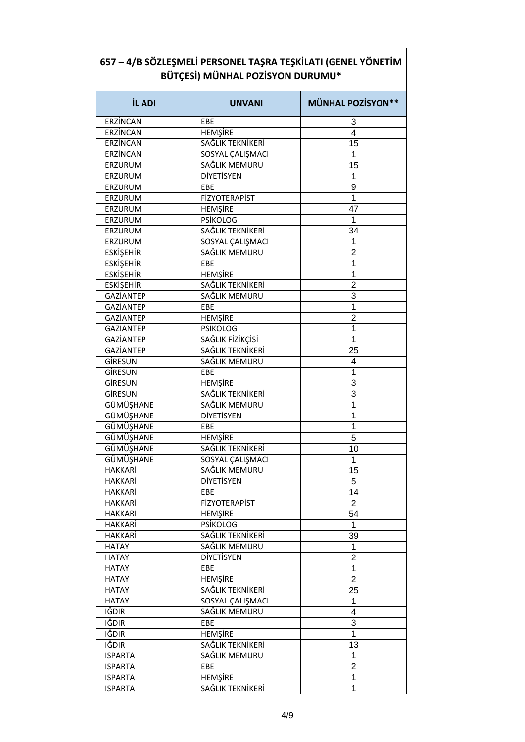## 657 – 4/B SÖZLEŞMELİ PERSONEL TAŞRA TEŞKİLATI (GENEL YÖNETİM BÜTÇESİ) MÜNHAL POZİSYON DURUMU*

| İL ADI | UNVANI | MÜNHAL POZİSYON** |
|---|---|---|
| ERZİNCAN | EBE | 3 |
| ERZİNCAN | HEMŞİRE | 4 |
| ERZİNCAN | SAĞLIK TEKNİKERİ | 15 |
| ERZİNCAN | SOSYAL ÇALIŞMACI | 1 |
| ERZURUM | SAĞLIK MEMURU | 15 |
| ERZURUM | DİYETİSYEN | 1 |
| ERZURUM | EBE | 9 |
| ERZURUM | FİZYOTERAPİST | 1 |
| ERZURUM | HEMŞİRE | 47 |
| ERZURUM | PSİKOLOG | 1 |
| ERZURUM | SAĞLIK TEKNİKERİ | 34 |
| ERZURUM | SOSYAL ÇALIŞMACI | 1 |
| ESKİŞEHİR | SAĞLIK MEMURU | 2 |
| ESKİŞEHİR | EBE | 1 |
| ESKİŞEHİR | HEMŞİRE | 1 |
| ESKİŞEHİR | SAĞLIK TEKNİKERİ | 2 |
| GAZİANTEP | SAĞLIK MEMURU | 3 |
| GAZİANTEP | EBE | 1 |
| GAZİANTEP | HEMŞİRE | 2 |
| GAZİANTEP | PSİKOLOG | 1 |
| GAZİANTEP | SAĞLIK FİZİKÇİSİ | 1 |
| GAZİANTEP | SAĞLIK TEKNİKERİ | 25 |
| GİRESUN | SAĞLIK MEMURU | 4 |
| GİRESUN | EBE | 1 |
| GİRESUN | HEMŞİRE | 3 |
| GİRESUN | SAĞLIK TEKNİKERİ | 3 |
| GÜMÜŞHANE | SAĞLIK MEMURU | 1 |
| GÜMÜŞHANE | DİYETİSYEN | 1 |
| GÜMÜŞHANE | EBE | 1 |
| GÜMÜŞHANE | HEMŞİRE | 5 |
| GÜMÜŞHANE | SAĞLIK TEKNİKERİ | 10 |
| GÜMÜŞHANE | SOSYAL ÇALIŞMACI | 1 |
| HAKKARİ | SAĞLIK MEMURU | 15 |
| HAKKARİ | DİYETİSYEN | 5 |
| HAKKARİ | EBE | 14 |
| HAKKARİ | FİZYOTERAPİST | 2 |
| HAKKARİ | HEMŞİRE | 54 |
| HAKKARİ | PSİKOLOG | 1 |
| HAKKARİ | SAĞLIK TEKNİKERİ | 39 |
| HATAY | SAĞLIK MEMURU | 1 |
| HATAY | DİYETİSYEN | 2 |
| HATAY | EBE | 1 |
| HATAY | HEMŞİRE | 2 |
| HATAY | SAĞLIK TEKNİKERİ | 25 |
| HATAY | SOSYAL ÇALIŞMACI | 1 |
| IĞDIR | SAĞLIK MEMURU | 4 |
| IĞDIR | EBE | 3 |
| IĞDIR | HEMŞİRE | 1 |
| IĞDIR | SAĞLIK TEKNİKERİ | 13 |
| ISPARTA | SAĞLIK MEMURU | 1 |
| ISPARTA | EBE | 2 |
| ISPARTA | HEMŞİRE | 1 |
| ISPARTA | SAĞLIK TEKNİKERİ | 1 |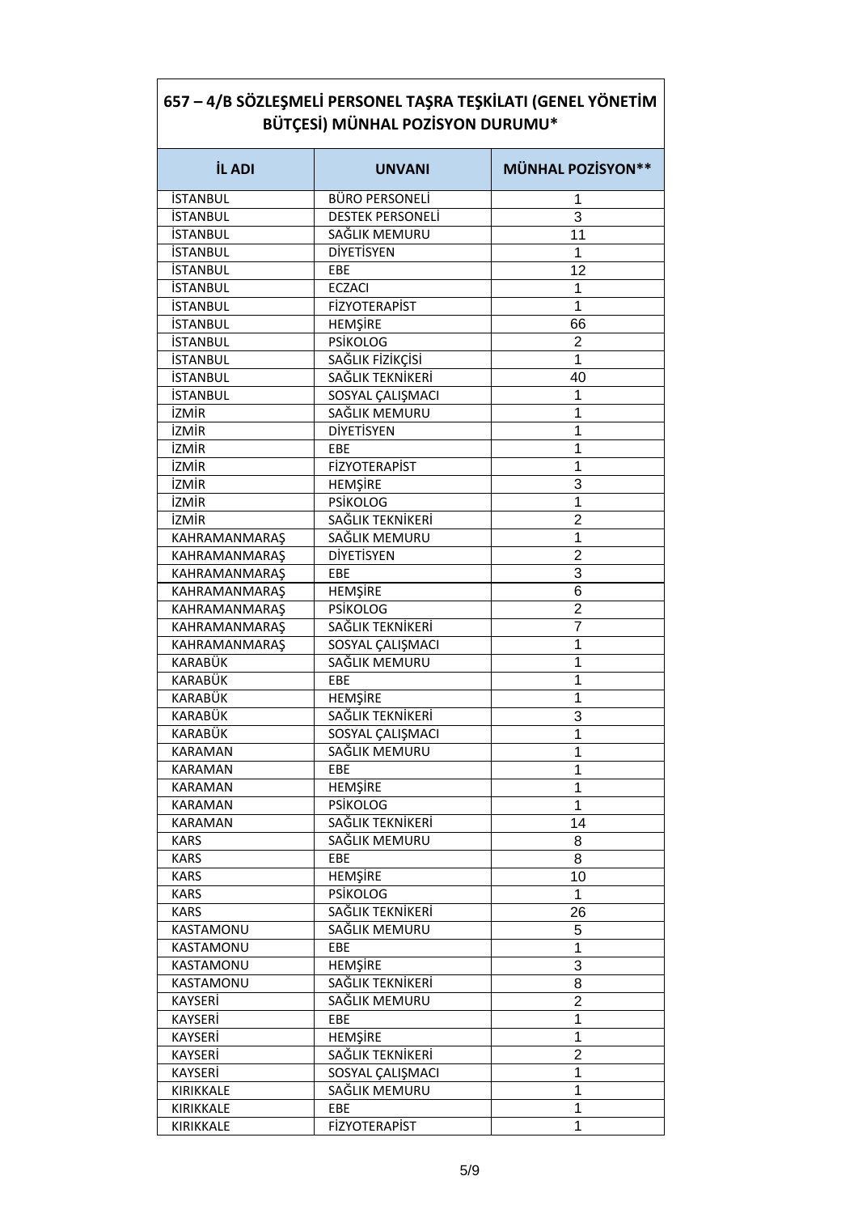## 657 – 4/B SÖZLEŞMELİ PERSONEL TAŞRA TEŞKİLATI (GENEL YÖNETİM BÜTÇESİ) MÜNHAL POZİSYON DURUMU*

| İL ADI | UNVANI | MÜNHAL POZİSYON** |
|---|---|---|
| İSTANBUL | BÜRO PERSONELİ | 1 |
| İSTANBUL | DESTEK PERSONELİ | 3 |
| İSTANBUL | SAĞLIK MEMURU | 11 |
| İSTANBUL | DİYETİSYEN | 1 |
| İSTANBUL | EBE | 12 |
| İSTANBUL | ECZACI | 1 |
| İSTANBUL | FİZYOTERAPİST | 1 |
| İSTANBUL | HEMŞİRE | 66 |
| İSTANBUL | PSİKOLOG | 2 |
| İSTANBUL | SAĞLIK FİZİKÇİSİ | 1 |
| İSTANBUL | SAĞLIK TEKNİKERİ | 40 |
| İSTANBUL | SOSYAL ÇALIŞMACI | 1 |
| İZMİR | SAĞLIK MEMURU | 1 |
| İZMİR | DİYETİSYEN | 1 |
| İZMİR | EBE | 1 |
| İZMİR | FİZYOTERAPİST | 1 |
| İZMİR | HEMŞİRE | 3 |
| İZMİR | PSİKOLOG | 1 |
| İZMİR | SAĞLIK TEKNİKERİ | 2 |
| KAHRAMANMARAŞ | SAĞLIK MEMURU | 1 |
| KAHRAMANMARAŞ | DİYETİSYEN | 2 |
| KAHRAMANMARAŞ | EBE | 3 |
| KAHRAMANMARAŞ | HEMŞİRE | 6 |
| KAHRAMANMARAŞ | PSİKOLOG | 2 |
| KAHRAMANMARAŞ | SAĞLIK TEKNİKERİ | 7 |
| KAHRAMANMARAŞ | SOSYAL ÇALIŞMACI | 1 |
| KARABÜK | SAĞLIK MEMURU | 1 |
| KARABÜK | EBE | 1 |
| KARABÜK | HEMŞİRE | 1 |
| KARABÜK | SAĞLIK TEKNİKERİ | 3 |
| KARABÜK | SOSYAL ÇALIŞMACI | 1 |
| KARAMAN | SAĞLIK MEMURU | 1 |
| KARAMAN | EBE | 1 |
| KARAMAN | HEMŞİRE | 1 |
| KARAMAN | PSİKOLOG | 1 |
| KARAMAN | SAĞLIK TEKNİKERİ | 14 |
| KARS | SAĞLIK MEMURU | 8 |
| KARS | EBE | 8 |
| KARS | HEMŞİRE | 10 |
| KARS | PSİKOLOG | 1 |
| KARS | SAĞLIK TEKNİKERİ | 26 |
| KASTAMONU | SAĞLIK MEMURU | 5 |
| KASTAMONU | EBE | 1 |
| KASTAMONU | HEMŞİRE | 3 |
| KASTAMONU | SAĞLIK TEKNİKERİ | 8 |
| KAYSERİ | SAĞLIK MEMURU | 2 |
| KAYSERİ | EBE | 1 |
| KAYSERİ | HEMŞİRE | 1 |
| KAYSERİ | SAĞLIK TEKNİKERİ | 2 |
| KAYSERİ | SOSYAL ÇALIŞMACI | 1 |
| KIRIKKALE | SAĞLIK MEMURU | 1 |
| KIRIKKALE | EBE | 1 |
| KIRIKKALE | FİZYOTERAPİST | 1 |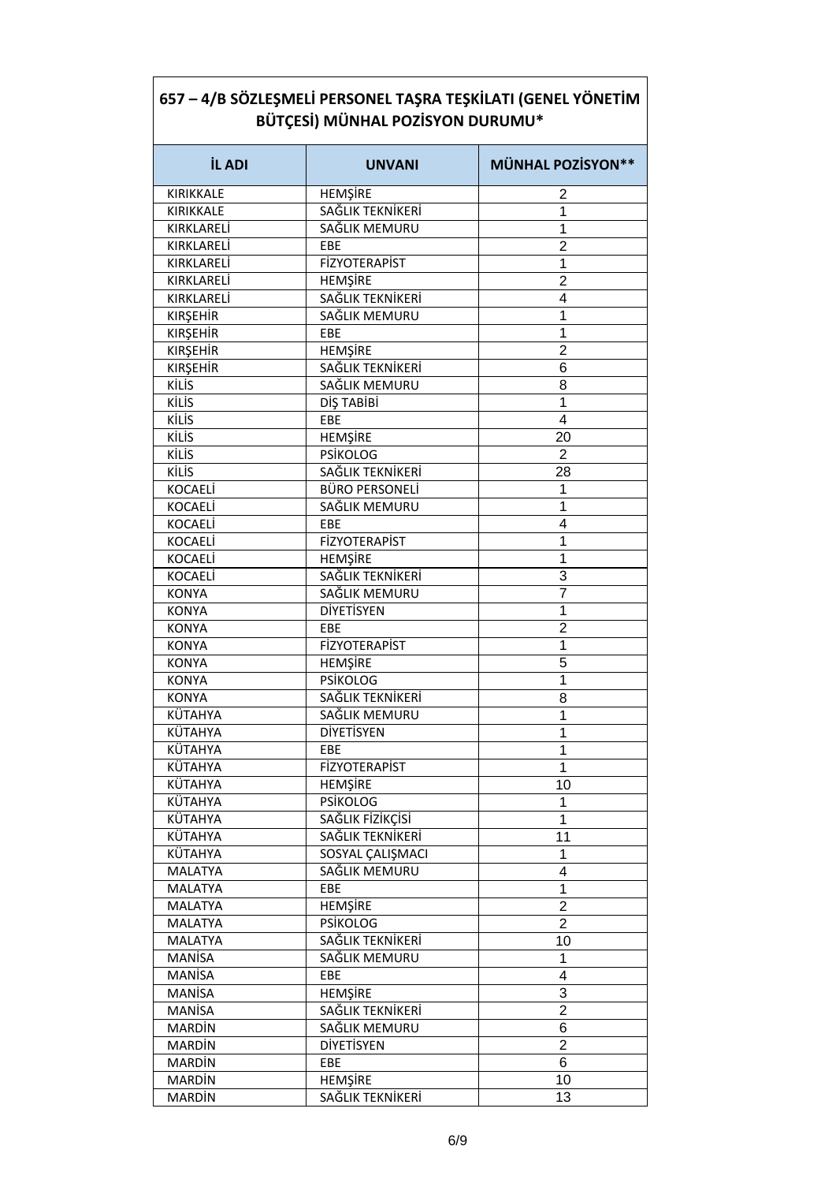## 657 – 4/B SÖZLEŞMELİ PERSONEL TAŞRA TEŞKİLATI (GENEL YÖNETİM BÜTÇESİ) MÜNHAL POZİSYON DURUMU*

| İL ADI | UNVANI | MÜNHAL POZİSYON** |
|---|---|---|
| KIRIKKALE | HEMŞİRE | 2 |
| KIRIKKALE | SAĞLIK TEKNİKERİ | 1 |
| KIRKLARELİ | SAĞLIK MEMURU | 1 |
| KIRKLARELİ | EBE | 2 |
| KIRKLARELİ | FİZYOTERAPİST | 1 |
| KIRKLARELİ | HEMŞİRE | 2 |
| KIRKLARELİ | SAĞLIK TEKNİKERİ | 4 |
| KIRŞEHİR | SAĞLIK MEMURU | 1 |
| KIRŞEHİR | EBE | 1 |
| KIRŞEHİR | HEMŞİRE | 2 |
| KIRŞEHİR | SAĞLIK TEKNİKERİ | 6 |
| KİLİS | SAĞLIK MEMURU | 8 |
| KİLİS | DİŞ TABİBİ | 1 |
| KİLİS | EBE | 4 |
| KİLİS | HEMŞİRE | 20 |
| KİLİS | PSİKOLOG | 2 |
| KİLİS | SAĞLIK TEKNİKERİ | 28 |
| KOCAELİ | BÜRO PERSONELİ | 1 |
| KOCAELİ | SAĞLIK MEMURU | 1 |
| KOCAELİ | EBE | 4 |
| KOCAELİ | FİZYOTERAPİST | 1 |
| KOCAELİ | HEMŞİRE | 1 |
| KOCAELİ | SAĞLIK TEKNİKERİ | 3 |
| KONYA | SAĞLIK MEMURU | 7 |
| KONYA | DİYETİSYEN | 1 |
| KONYA | EBE | 2 |
| KONYA | FİZYOTERAPİST | 1 |
| KONYA | HEMŞİRE | 5 |
| KONYA | PSİKOLOG | 1 |
| KONYA | SAĞLIK TEKNİKERİ | 8 |
| KÜTAHYA | SAĞLIK MEMURU | 1 |
| KÜTAHYA | DİYETİSYEN | 1 |
| KÜTAHYA | EBE | 1 |
| KÜTAHYA | FİZYOTERAPİST | 1 |
| KÜTAHYA | HEMŞİRE | 10 |
| KÜTAHYA | PSİKOLOG | 1 |
| KÜTAHYA | SAĞLIK FİZİKÇİSİ | 1 |
| KÜTAHYA | SAĞLIK TEKNİKERİ | 11 |
| KÜTAHYA | SOSYAL ÇALIŞMACI | 1 |
| MALATYA | SAĞLIK MEMURU | 4 |
| MALATYA | EBE | 1 |
| MALATYA | HEMŞİRE | 2 |
| MALATYA | PSİKOLOG | 2 |
| MALATYA | SAĞLIK TEKNİKERİ | 10 |
| MANİSA | SAĞLIK MEMURU | 1 |
| MANİSA | EBE | 4 |
| MANİSA | HEMŞİRE | 3 |
| MANİSA | SAĞLIK TEKNİKERİ | 2 |
| MARDİN | SAĞLIK MEMURU | 6 |
| MARDİN | DİYETİSYEN | 2 |
| MARDİN | EBE | 6 |
| MARDİN | HEMŞİRE | 10 |
| MARDİN | SAĞLIK TEKNİKERİ | 13 |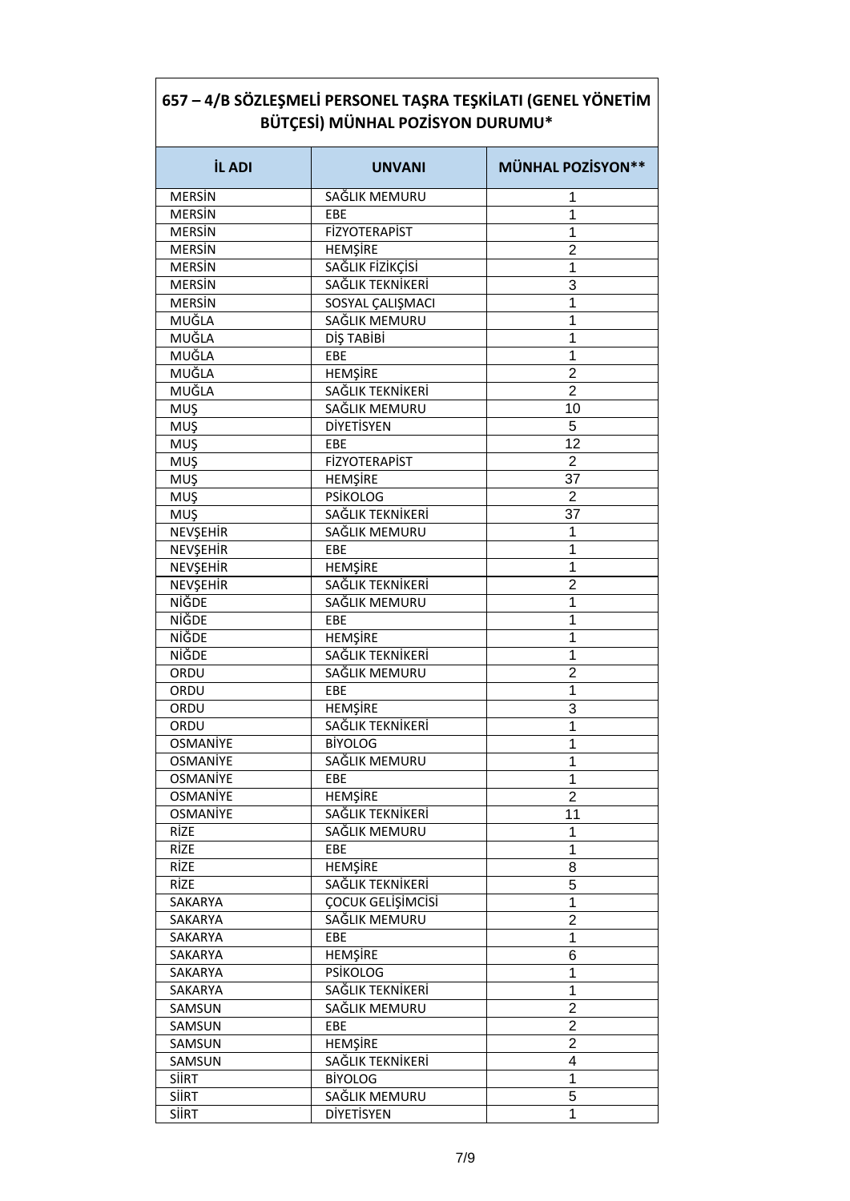## 657 – 4/B SÖZLEŞMELİ PERSONEL TAŞRA TEŞKİLATI (GENEL YÖNETİM BÜTÇESİ) MÜNHAL POZİSYON DURUMU*

| İL ADI | UNVANI | MÜNHAL POZİSYON** |
|---|---|---|
| MERSİN | SAĞLIK MEMURU | 1 |
| MERSİN | EBE | 1 |
| MERSİN | FİZYOTERAPİST | 1 |
| MERSİN | HEMŞİRE | 2 |
| MERSİN | SAĞLIK FİZİKÇİSİ | 1 |
| MERSİN | SAĞLIK TEKNİKERİ | 3 |
| MERSİN | SOSYAL ÇALIŞMACI | 1 |
| MUĞLA | SAĞLIK MEMURU | 1 |
| MUĞLA | DİŞ TABİBİ | 1 |
| MUĞLA | EBE | 1 |
| MUĞLA | HEMŞİRE | 2 |
| MUĞLA | SAĞLIK TEKNİKERİ | 2 |
| MUŞ | SAĞLIK MEMURU | 10 |
| MUŞ | DİYETİSYEN | 5 |
| MUŞ | EBE | 12 |
| MUŞ | FİZYOTERAPİST | 2 |
| MUŞ | HEMŞİRE | 37 |
| MUŞ | PSİKOLOG | 2 |
| MUŞ | SAĞLIK TEKNİKERİ | 37 |
| NEVŞEHİR | SAĞLIK MEMURU | 1 |
| NEVŞEHİR | EBE | 1 |
| NEVŞEHİR | HEMŞİRE | 1 |
| NEVŞEHİR | SAĞLIK TEKNİKERİ | 2 |
| NİĞDE | SAĞLIK MEMURU | 1 |
| NİĞDE | EBE | 1 |
| NİĞDE | HEMŞİRE | 1 |
| NİĞDE | SAĞLIK TEKNİKERİ | 1 |
| ORDU | SAĞLIK MEMURU | 2 |
| ORDU | EBE | 1 |
| ORDU | HEMŞİRE | 3 |
| ORDU | SAĞLIK TEKNİKERİ | 1 |
| OSMANİYE | BİYOLOG | 1 |
| OSMANİYE | SAĞLIK MEMURU | 1 |
| OSMANİYE | EBE | 1 |
| OSMANİYE | HEMŞİRE | 2 |
| OSMANİYE | SAĞLIK TEKNİKERİ | 11 |
| RİZE | SAĞLIK MEMURU | 1 |
| RİZE | EBE | 1 |
| RİZE | HEMŞİRE | 8 |
| RİZE | SAĞLIK TEKNİKERİ | 5 |
| SAKARYA | ÇOCUK GELİŞİMCİSİ | 1 |
| SAKARYA | SAĞLIK MEMURU | 2 |
| SAKARYA | EBE | 1 |
| SAKARYA | HEMŞİRE | 6 |
| SAKARYA | PSİKOLOG | 1 |
| SAKARYA | SAĞLIK TEKNİKERİ | 1 |
| SAMSUN | SAĞLIK MEMURU | 2 |
| SAMSUN | EBE | 2 |
| SAMSUN | HEMŞİRE | 2 |
| SAMSUN | SAĞLIK TEKNİKERİ | 4 |
| SİİRT | BİYOLOG | 1 |
| SİİRT | SAĞLIK MEMURU | 5 |
| SİİRT | DİYETİSYEN | 1 |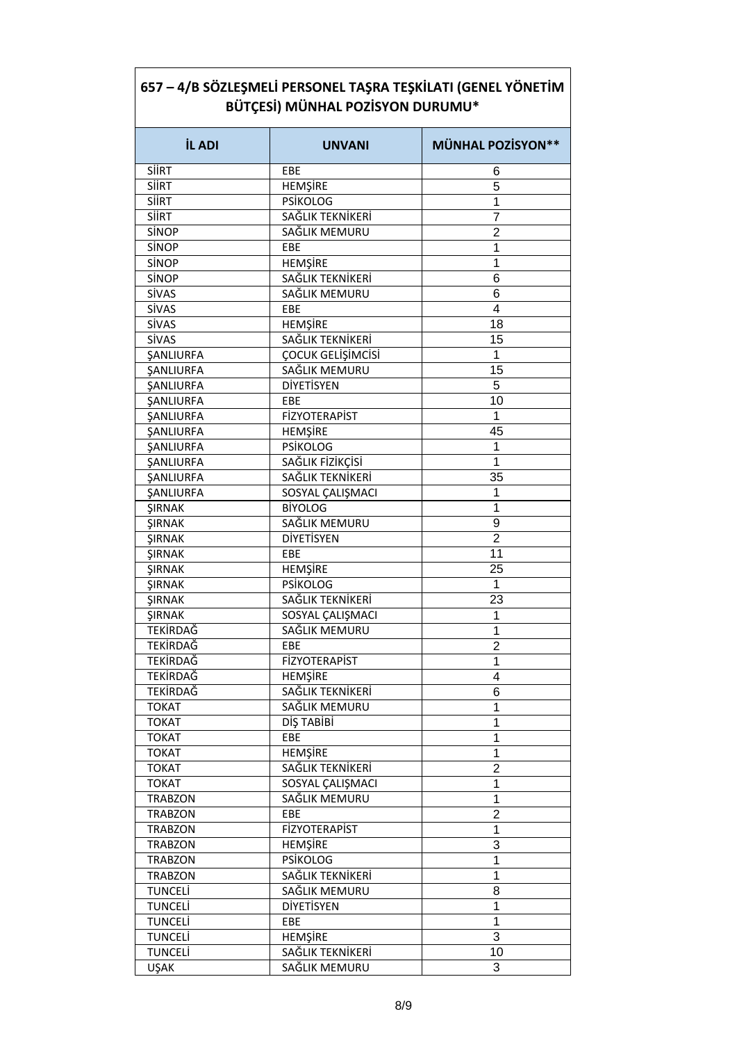| 657 – 4/B SÖZLEŞMELİ PERSONEL TAŞRA TEŞKİLATI (GENEL YÖNETİM BÜTÇESİ) MÜNHAL POZİSYON DURUMU* | | |
|---|---|---|
| **İL ADI** | **UNVANI** | **MÜNHAL POZİSYON\*\*** |
| SİİRT | EBE | 6 |
| SİİRT | HEMŞİRE | 5 |
| SİİRT | PSİKOLOG | 1 |
| SİİRT | SAĞLIK TEKNİKERİ | 7 |
| SİNOP | SAĞLIK MEMURU | 2 |
| SİNOP | EBE | 1 |
| SİNOP | HEMŞİRE | 1 |
| SİNOP | SAĞLIK TEKNİKERİ | 6 |
| SİVAS | SAĞLIK MEMURU | 6 |
| SİVAS | EBE | 4 |
| SİVAS | HEMŞİRE | 18 |
| SİVAS | SAĞLIK TEKNİKERİ | 15 |
| ŞANLIURFA | ÇOCUK GELİŞİMCİSİ | 1 |
| ŞANLIURFA | SAĞLIK MEMURU | 15 |
| ŞANLIURFA | DİYETİSYEN | 5 |
| ŞANLIURFA | EBE | 10 |
| ŞANLIURFA | FİZYOTERAPİST | 1 |
| ŞANLIURFA | HEMŞİRE | 45 |
| ŞANLIURFA | PSİKOLOG | 1 |
| ŞANLIURFA | SAĞLIK FİZİKÇİSİ | 1 |
| ŞANLIURFA | SAĞLIK TEKNİKERİ | 35 |
| ŞANLIURFA | SOSYAL ÇALIŞMACI | 1 |
| ŞIRNAK | BİYOLOG | 1 |
| ŞIRNAK | SAĞLIK MEMURU | 9 |
| ŞIRNAK | DİYETİSYEN | 2 |
| ŞIRNAK | EBE | 11 |
| ŞIRNAK | HEMŞİRE | 25 |
| ŞIRNAK | PSİKOLOG | 1 |
| ŞIRNAK | SAĞLIK TEKNİKERİ | 23 |
| ŞIRNAK | SOSYAL ÇALIŞMACI | 1 |
| TEKİRDAĞ | SAĞLIK MEMURU | 1 |
| TEKİRDAĞ | EBE | 2 |
| TEKİRDAĞ | FİZYOTERAPİST | 1 |
| TEKİRDAĞ | HEMŞİRE | 4 |
| TEKİRDAĞ | SAĞLIK TEKNİKERİ | 6 |
| TOKAT | SAĞLIK MEMURU | 1 |
| TOKAT | DİŞ TABİBİ | 1 |
| TOKAT | EBE | 1 |
| TOKAT | HEMŞİRE | 1 |
| TOKAT | SAĞLIK TEKNİKERİ | 2 |
| TOKAT | SOSYAL ÇALIŞMACI | 1 |
| TRABZON | SAĞLIK MEMURU | 1 |
| TRABZON | EBE | 2 |
| TRABZON | FİZYOTERAPİST | 1 |
| TRABZON | HEMŞİRE | 3 |
| TRABZON | PSİKOLOG | 1 |
| TRABZON | SAĞLIK TEKNİKERİ | 1 |
| TUNCELİ | SAĞLIK MEMURU | 8 |
| TUNCELİ | DİYETİSYEN | 1 |
| TUNCELİ | EBE | 1 |
| TUNCELİ | HEMŞİRE | 3 |
| TUNCELİ | SAĞLIK TEKNİKERİ | 10 |
| UŞAK | SAĞLIK MEMURU | 3 |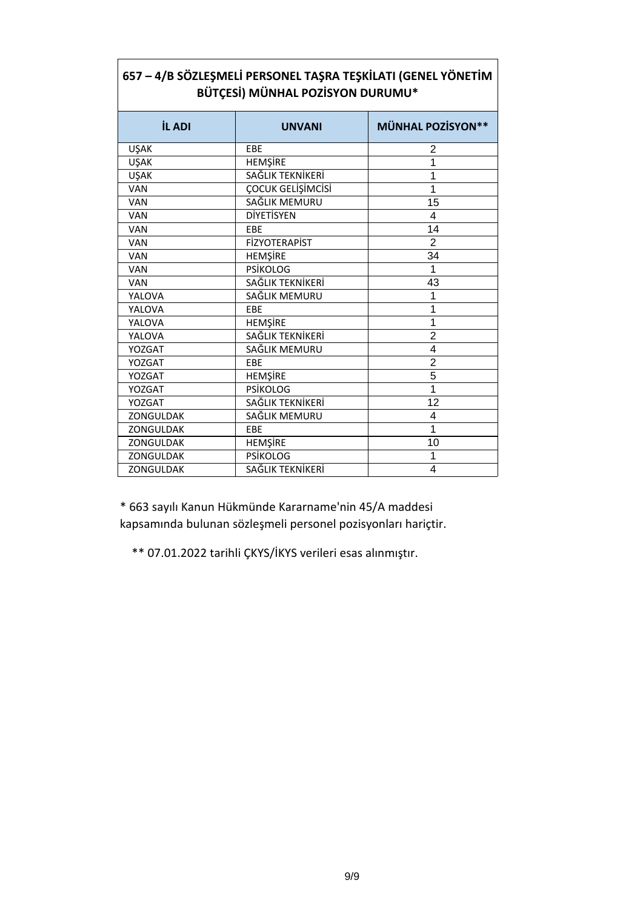| 657 – 4/B SÖZLEŞMELİ PERSONEL TAŞRA TEŞKİLATI (GENEL YÖNETİM BÜTÇESİ) MÜNHAL POZİSYON DURUMU* | | |
|---|---|---|
| **İL ADI** | **UNVANI** | **MÜNHAL POZİSYON**** |
| UŞAK | EBE | 2 |
| UŞAK | HEMŞİRE | 1 |
| UŞAK | SAĞLIK TEKNİKERİ | 1 |
| VAN | ÇOCUK GELİŞİMCİSİ | 1 |
| VAN | SAĞLIK MEMURU | 15 |
| VAN | DİYETİSYEN | 4 |
| VAN | EBE | 14 |
| VAN | FİZYOTERAPİST | 2 |
| VAN | HEMŞİRE | 34 |
| VAN | PSİKOLOG | 1 |
| VAN | SAĞLIK TEKNİKERİ | 43 |
| YALOVA | SAĞLIK MEMURU | 1 |
| YALOVA | EBE | 1 |
| YALOVA | HEMŞİRE | 1 |
| YALOVA | SAĞLIK TEKNİKERİ | 2 |
| YOZGAT | SAĞLIK MEMURU | 4 |
| YOZGAT | EBE | 2 |
| YOZGAT | HEMŞİRE | 5 |
| YOZGAT | PSİKOLOG | 1 |
| YOZGAT | SAĞLIK TEKNİKERİ | 12 |
| ZONGULDAK | SAĞLIK MEMURU | 4 |
| ZONGULDAK | EBE | 1 |
| ZONGULDAK | HEMŞİRE | 10 |
| ZONGULDAK | PSİKOLOG | 1 |
| ZONGULDAK | SAĞLIK TEKNİKERİ | 4 |

* 663 sayılı Kanun Hükmünde Kararname'nin 45/A maddesi kapsamında bulunan sözleşmeli personel pozisyonları hariçtir.

** 07.01.2022 tarihli ÇKYS/İKYS verileri esas alınmıştır.